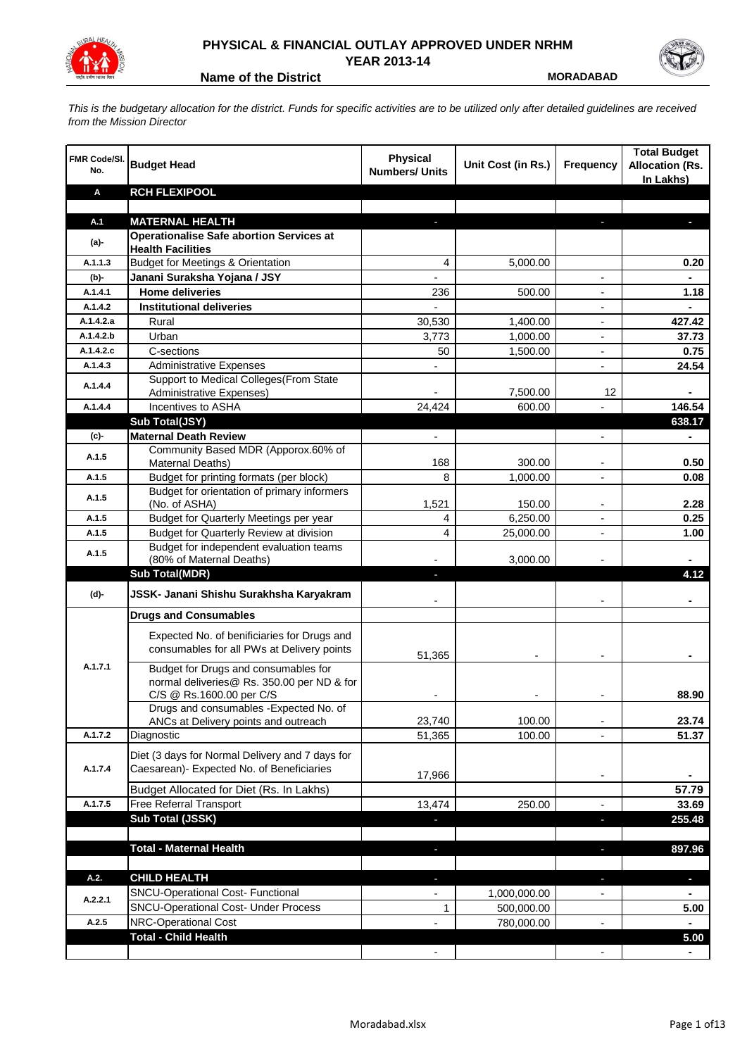# PHYSICAL & FINANCIAL OUTLAY APPROVED UNDER NRHM
## YEAR 2013-14

**Name of the District** MORADABAD

*This is the budgetary allocation for the district. Funds for specific activities are to be utilized only after detailed guidelines are received from the Mission Director*

| FMR Code/Sl. No. | Budget Head | Physical Numbers/ Units | Unit Cost (in Rs.) | Frequency | Total Budget Allocation (Rs. In Lakhs) |
|---|---|---|---|---|---|
| **A** | **RCH FLEXIPOOL** | | | | |
| | | | | | |
| **A.1** | **MATERNAL HEALTH** | - | | - | - |
| **(a)-** | **Operationalise Safe abortion Services at Health Facilities** | | | | |
| A.1.1.3 | Budget for Meetings & Orientation | 4 | 5,000.00 | | 0.20 |
| **(b)-** | **Janani Suraksha Yojana / JSY** | - | | - | - |
| A.1.4.1 | **Home deliveries** | 236 | 500.00 | - | 1.18 |
| A.1.4.2 | **Institutional deliveries** | - | | - | - |
| A.1.4.2.a | Rural | 30,530 | 1,400.00 | - | 427.42 |
| A.1.4.2.b | Urban | 3,773 | 1,000.00 | - | 37.73 |
| A.1.4.2.c | C-sections | 50 | 1,500.00 | - | 0.75 |
| A.1.4.3 | Administrative Expenses | - | | - | 24.54 |
| A.1.4.4 | Support to Medical Colleges(From State Administrative Expenses) | - | 7,500.00 | 12 | - |
| A.1.4.4 | Incentives to ASHA | 24,424 | 600.00 | - | 146.54 |
| | **Sub Total(JSY)** | | | | **638.17** |
| **(c)-** | **Maternal Death Review** | - | | - | - |
| A.1.5 | Community Based MDR (Apporox.60% of Maternal Deaths) | 168 | 300.00 | - | 0.50 |
| A.1.5 | Budget for printing formats (per block) | 8 | 1,000.00 | - | 0.08 |
| A.1.5 | Budget for orientation of primary informers (No. of ASHA) | 1,521 | 150.00 | - | 2.28 |
| A.1.5 | Budget for Quarterly Meetings per year | 4 | 6,250.00 | - | 0.25 |
| A.1.5 | Budget for Quarterly Review at division | 4 | 25,000.00 | - | 1.00 |
| A.1.5 | Budget for independent evaluation teams (80% of Maternal Deaths) | - | 3,000.00 | - | - |
| | **Sub Total(MDR)** | - | | | **4.12** |
| **(d)-** | **JSSK- Janani Shishu Surakhsha Karyakram** | - | | - | - |
| | **Drugs and Consumables** | | | | |
| A.1.7.1 | Expected No. of benificiaries for Drugs and consumables for all PWs at Delivery points | 51,365 | - | - | - |
| | Budget for Drugs and consumables for normal deliveries@ Rs. 350.00 per ND & for C/S @ Rs.1600.00 per C/S | - | - | - | 88.90 |
| | Drugs and consumables -Expected No. of ANCs at Delivery points and outreach | 23,740 | 100.00 | - | 23.74 |
| A.1.7.2 | Diagnostic | 51,365 | 100.00 | - | 51.37 |
| A.1.7.4 | Diet (3 days for Normal Delivery and 7 days for Caesarean)- Expected No. of Beneficiaries | 17,966 | | - | - |
| | Budget Allocated for Diet (Rs. In Lakhs) | | | | 57.79 |
| A.1.7.5 | Free Referral Transport | 13,474 | 250.00 | - | 33.69 |
| | **Sub Total (JSSK)** | - | | - | **255.48** |
| | | | | | |
| | **Total - Maternal Health** | - | | - | **897.96** |
| | | | | | |
| **A.2.** | **CHILD HEALTH** | - | | - | - |
| A.2.2.1 | SNCU-Operational Cost- Functional | - | 1,000,000.00 | - | - |
| | SNCU-Operational Cost- Under Process | 1 | 500,000.00 | | 5.00 |
| A.2.5 | NRC-Operational Cost | - | 780,000.00 | - | - |
| | **Total - Child Health** | | | | **5.00** |
| | | - | | - | - |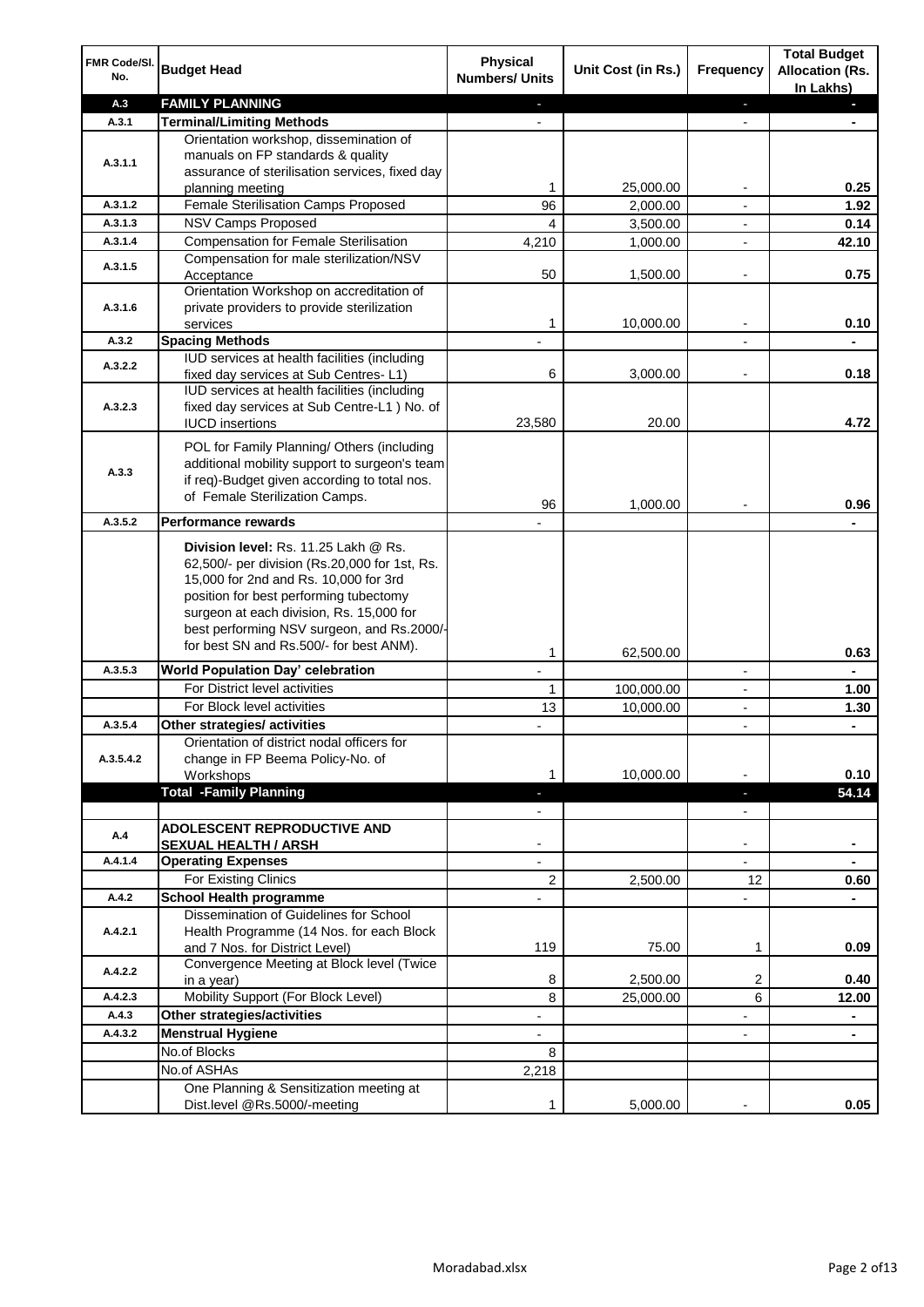| FMR Code/Sl. No. | Budget Head | Physical Numbers/ Units | Unit Cost (in Rs.) | Frequency | Total Budget Allocation (Rs. In Lakhs) |
|---|---|---|---|---|---|
| A.3 | **FAMILY PLANNING** | - | | - | - |
| A.3.1 | **Terminal/Limiting Methods** | - | | - | - |
| A.3.1.1 | Orientation workshop, dissemination of manuals on FP standards & quality assurance of sterilisation services, fixed day planning meeting | 1 | 25,000.00 | - | 0.25 |
| A.3.1.2 | Female Sterilisation Camps Proposed | 96 | 2,000.00 | - | 1.92 |
| A.3.1.3 | NSV Camps Proposed | 4 | 3,500.00 | - | 0.14 |
| A.3.1.4 | Compensation for Female Sterilisation | 4,210 | 1,000.00 | - | 42.10 |
| A.3.1.5 | Compensation for male sterilization/NSV Acceptance | 50 | 1,500.00 | - | 0.75 |
| A.3.1.6 | Orientation Workshop on accreditation of private providers to provide sterilization services | 1 | 10,000.00 | - | 0.10 |
| A.3.2 | **Spacing Methods** | - | | - | - |
| A.3.2.2 | IUD services at health facilities (including fixed day services at Sub Centres- L1) | 6 | 3,000.00 | - | 0.18 |
| A.3.2.3 | IUD services at health facilities (including fixed day services at Sub Centre-L1 ) No. of IUCD insertions | 23,580 | 20.00 | | 4.72 |
| A.3.3 | POL for Family Planning/ Others (including additional mobility support to surgeon's team if req)-Budget given according to total nos. of Female Sterilization Camps. | 96 | 1,000.00 | - | 0.96 |
| A.3.5.2 | **Performance rewards** | - | | | - |
| | **Division level:** Rs. 11.25 Lakh @ Rs. 62,500/- per division (Rs.20,000 for 1st, Rs. 15,000 for 2nd and Rs. 10,000 for 3rd position for best performing tubectomy surgeon at each division, Rs. 15,000 for best performing NSV surgeon, and Rs.2000/- for best SN and Rs.500/- for best ANM). | 1 | 62,500.00 | | 0.63 |
| A.3.5.3 | **World Population Day' celebration** | - | | - | - |
| | For District level activities | 1 | 100,000.00 | - | 1.00 |
| | For Block level activities | 13 | 10,000.00 | - | 1.30 |
| A.3.5.4 | **Other strategies/ activities** | - | | - | - |
| A.3.5.4.2 | Orientation of district nodal officers for change in FP Beema Policy-No. of Workshops | 1 | 10,000.00 | - | 0.10 |
| | **Total -Family Planning** | - | | - | **54.14** |
| | | - | | - | |
| A.4 | **ADOLESCENT REPRODUCTIVE AND SEXUAL HEALTH / ARSH** | - | | - | - |
| A.4.1.4 | **Operating Expenses** | - | | - | - |
| | For Existing Clinics | 2 | 2,500.00 | 12 | 0.60 |
| A.4.2 | **School Health programme** | - | | - | - |
| A.4.2.1 | Dissemination of Guidelines for School Health Programme (14 Nos. for each Block and 7 Nos. for District Level) | 119 | 75.00 | 1 | 0.09 |
| A.4.2.2 | Convergence Meeting at Block level (Twice in a year) | 8 | 2,500.00 | 2 | 0.40 |
| A.4.2.3 | Mobility Support (For Block Level) | 8 | 25,000.00 | 6 | 12.00 |
| A.4.3 | **Other strategies/activities** | - | | - | - |
| A.4.3.2 | **Menstrual Hygiene** | - | | - | - |
| | No.of Blocks | 8 | | | |
| | No.of ASHAs | 2,218 | | | |
| | One Planning & Sensitization meeting at Dist.level @Rs.5000/-meeting | 1 | 5,000.00 | - | 0.05 |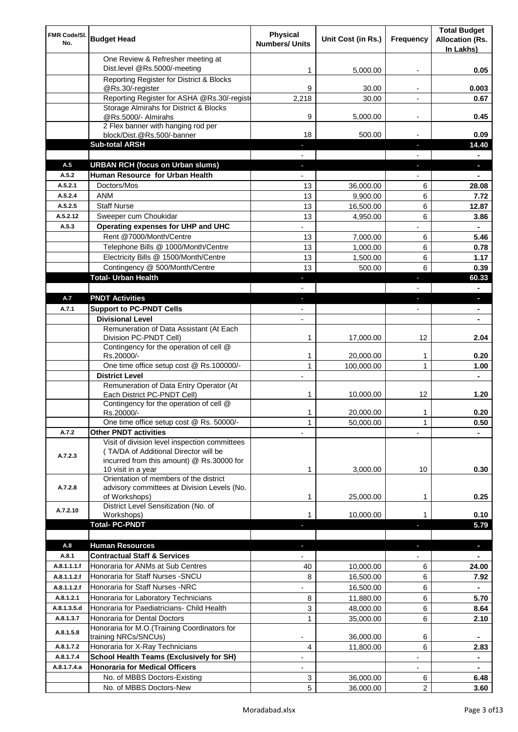| FMR Code/Sl. No. | Budget Head | Physical Numbers/ Units | Unit Cost (in Rs.) | Frequency | Total Budget Allocation (Rs. In Lakhs) |
|---|---|---|---|---|---|
| | One Review & Refresher meeting at Dist.level @Rs.5000/-meeting | 1 | 5,000.00 | - | 0.05 |
| | Reporting Register for District & Blocks @Rs.30/-register | 9 | 30.00 | - | 0.003 |
| | Reporting Register for ASHA @Rs.30/-registe | 2,218 | 30.00 | - | 0.67 |
| | Storage Almirahs for District & Blocks @Rs.5000/- Almirahs | 9 | 5,000.00 | - | 0.45 |
| | 2 Flex banner with hanging rod per block/Dist.@Rs.500/-banner | 18 | 500.00 | - | 0.09 |
| | **Sub-total ARSH** | - | | - | **14.40** |
| | | - | | - | - |
| **A.5** | **URBAN RCH (focus on Urban slums)** | - | | - | - |
| **A.5.2** | **Human Resource for Urban Health** | - | | - | - |
| A.5.2.1 | Doctors/Mos | 13 | 36,000.00 | 6 | 28.08 |
| A.5.2.4 | ANM | 13 | 9,900.00 | 6 | 7.72 |
| A.5.2.5 | Staff Nurse | 13 | 16,500.00 | 6 | 12.87 |
| A.5.2.12 | Sweeper cum Choukidar | 13 | 4,950.00 | 6 | 3.86 |
| **A.5.3** | **Operating expenses for UHP and UHC** | - | | - | - |
| | Rent @7000/Month/Centre | 13 | 7,000.00 | 6 | 5.46 |
| | Telephone Bills @ 1000/Month/Centre | 13 | 1,000.00 | 6 | 0.78 |
| | Electricity Bills @ 1500/Month/Centre | 13 | 1,500.00 | 6 | 1.17 |
| | Contingency @ 500/Month/Centre | 13 | 500.00 | 6 | 0.39 |
| | **Total- Urban Health** | - | | - | **60.33** |
| | | - | | - | - |
| **A.7** | **PNDT Activities** | - | | - | - |
| **A.7.1** | **Support to PC-PNDT Cells** | - | | - | - |
| | **Divisional Level** | - | | | - |
| | Remuneration of Data Assistant (At Each Division PC-PNDT Cell) | 1 | 17,000.00 | 12 | 2.04 |
| | Contingency for the operation of cell @ Rs.20000/- | 1 | 20,000.00 | 1 | 0.20 |
| | One time office setup cost @ Rs.100000/- | 1 | 100,000.00 | 1 | 1.00 |
| | **District Level** | - | | | - |
| | Remuneration of Data Entry Operator (At Each District PC-PNDT Cell) | 1 | 10,000.00 | 12 | 1.20 |
| | Contingency for the operation of cell @ Rs.20000/- | 1 | 20,000.00 | 1 | 0.20 |
| | One time office setup cost @ Rs. 50000/- | 1 | 50,000.00 | 1 | 0.50 |
| **A.7.2** | **Other PNDT activities** | - | | - | - |
| A.7.2.3 | Visit of division level inspection committees ( TA/DA of Additional Director will be incurred from this amount) @ Rs.30000 for 10 visit in a year | 1 | 3,000.00 | 10 | 0.30 |
| A.7.2.8 | Orientation of members of the district advisory committees at Division Levels (No. of Workshops) | 1 | 25,000.00 | 1 | 0.25 |
| A.7.2.10 | District Level Sensitization (No. of Workshops) | 1 | 10,000.00 | 1 | 0.10 |
| | **Total- PC-PNDT** | - | | - | **5.79** |
| | | | | | |
| **A.8** | **Human Resources** | - | | - | - |
| **A.8.1** | **Contractual Staff & Services** | - | | - | - |
| A.8.1.1.1.f | Honoraria for ANMs at Sub Centres | 40 | 10,000.00 | 6 | 24.00 |
| A.8.1.1.2.f | Honoraria for Staff Nurses -SNCU | 8 | 16,500.00 | 6 | 7.92 |
| A.8.1.1.2.f | Honoraria for Staff Nurses -NRC | - | 16,500.00 | 6 | - |
| A.8.1.2.1 | Honoraria for Laboratory Technicians | 8 | 11,880.00 | 6 | 5.70 |
| A.8.1.3.5.d | Honoraria for Paediatricians- Child Health | 3 | 48,000.00 | 6 | 8.64 |
| A.8.1.3.7 | Honoraria for Dental Doctors | 1 | 35,000.00 | 6 | 2.10 |
| A.8.1.5.8 | Honoraria for M.O.(Training Coordinators for training NRCs/SNCUs) | - | 36,000.00 | 6 | - |
| A.8.1.7.2 | Honoraria for X-Ray Technicians | 4 | 11,800.00 | 6 | 2.83 |
| A.8.1.7.4 | **School Health Teams (Exclusively for SH)** | - | | - | - |
| A.8.1.7.4.a | **Honoraria for Medical Officers** | - | | - | - |
| | No. of MBBS Doctors-Existing | 3 | 36,000.00 | 6 | 6.48 |
| | No. of MBBS Doctors-New | 5 | 36,000.00 | 2 | 3.60 |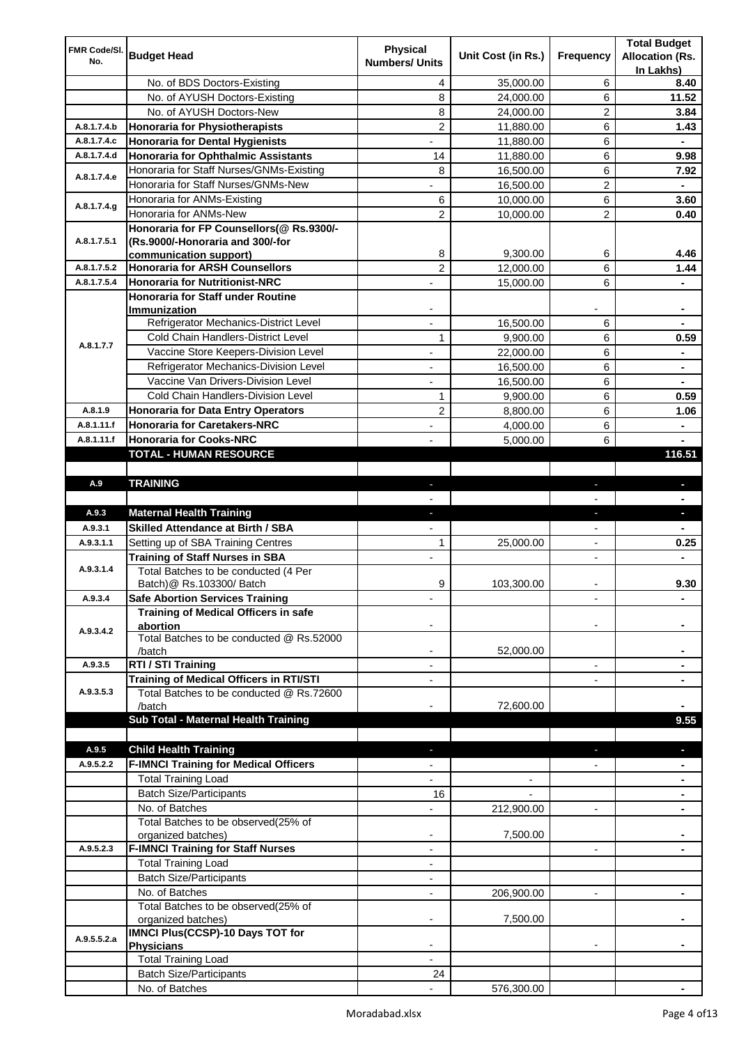| FMR Code/Sl. No. | Budget Head | Physical Numbers/ Units | Unit Cost (in Rs.) | Frequency | Total Budget Allocation (Rs. In Lakhs) |
|---|---|---|---|---|---|
| | No. of BDS Doctors-Existing | 4 | 35,000.00 | 6 | 8.40 |
| | No. of AYUSH Doctors-Existing | 8 | 24,000.00 | 6 | 11.52 |
| | No. of AYUSH Doctors-New | 8 | 24,000.00 | 2 | 3.84 |
| A.8.1.7.4.b | **Honoraria for Physiotherapists** | 2 | 11,880.00 | 6 | 1.43 |
| A.8.1.7.4.c | **Honoraria for Dental Hygienists** | - | 11,880.00 | 6 | - |
| A.8.1.7.4.d | **Honoraria for Ophthalmic Assistants** | 14 | 11,880.00 | 6 | 9.98 |
| A.8.1.7.4.e | Honoraria for Staff Nurses/GNMs-Existing | 8 | 16,500.00 | 6 | 7.92 |
| | Honoraria for Staff Nurses/GNMs-New | - | 16,500.00 | 2 | - |
| A.8.1.7.4.g | Honoraria for ANMs-Existing | 6 | 10,000.00 | 6 | 3.60 |
| | Honoraria for ANMs-New | 2 | 10,000.00 | 2 | 0.40 |
| A.8.1.7.5.1 | **Honoraria for FP Counsellors(@ Rs.9300/- (Rs.9000/-Honoraria and 300/-for communication support)** | 8 | 9,300.00 | 6 | 4.46 |
| A.8.1.7.5.2 | **Honoraria for ARSH Counsellors** | 2 | 12,000.00 | 6 | 1.44 |
| A.8.1.7.5.4 | **Honoraria for Nutritionist-NRC** | - | 15,000.00 | 6 | - |
| A.8.1.7.7 | **Honoraria for Staff under Routine Immunization** | - | | - | - |
| | Refrigerator Mechanics-District Level | - | 16,500.00 | 6 | - |
| | Cold Chain Handlers-District Level | 1 | 9,900.00 | 6 | 0.59 |
| | Vaccine Store Keepers-Division Level | - | 22,000.00 | 6 | - |
| | Refrigerator Mechanics-Division Level | - | 16,500.00 | 6 | - |
| | Vaccine Van Drivers-Division Level | - | 16,500.00 | 6 | - |
| | Cold Chain Handlers-Division Level | 1 | 9,900.00 | 6 | 0.59 |
| A.8.1.9 | **Honoraria for Data Entry Operators** | 2 | 8,800.00 | 6 | 1.06 |
| A.8.1.11.f | **Honoraria for Caretakers-NRC** | - | 4,000.00 | 6 | - |
| A.8.1.11.f | **Honoraria for Cooks-NRC** | - | 5,000.00 | 6 | - |
| | **TOTAL - HUMAN RESOURCE** | | | | **116.51** |
| | | | | | |
| **A.9** | **TRAINING** | - | | - | - |
| | | - | | - | - |
| **A.9.3** | **Maternal Health Training** | - | | - | - |
| A.9.3.1 | **Skilled Attendance at Birth / SBA** | - | | - | - |
| A.9.3.1.1 | Setting up of SBA Training Centres | 1 | 25,000.00 | - | 0.25 |
| A.9.3.1.4 | **Training of Staff Nurses in SBA** | - | | - | - |
| | Total Batches to be conducted (4 Per Batch)@ Rs.103300/ Batch | 9 | 103,300.00 | - | 9.30 |
| A.9.3.4 | **Safe Abortion Services Training** | - | | - | - |
| A.9.3.4.2 | **Training of Medical Officers in safe abortion** | - | | - | - |
| | Total Batches to be conducted @ Rs.52000 /batch | - | 52,000.00 | | - |
| A.9.3.5 | **RTI / STI Training** | - | | - | - |
| A.9.3.5.3 | **Training of Medical Officers in RTI/STI** | - | | - | - |
| | Total Batches to be conducted @ Rs.72600 /batch | - | 72,600.00 | | - |
| | **Sub Total - Maternal Health Training** | | | | **9.55** |
| | | | | | |
| **A.9.5** | **Child Health Training** | - | | - | - |
| A.9.5.2.2 | **F-IMNCI Training for Medical Officers** | - | | - | - |
| | Total Training Load | - | - | | - |
| | Batch Size/Participants | 16 | - | | - |
| | No. of Batches | - | 212,900.00 | - | - |
| | Total Batches to be observed(25% of organized batches) | - | 7,500.00 | | - |
| A.9.5.2.3 | **F-IMNCI Training for Staff Nurses** | - | | - | - |
| | Total Training Load | - | | | |
| | Batch Size/Participants | - | | | |
| | No. of Batches | - | 206,900.00 | - | - |
| | Total Batches to be observed(25% of organized batches) | - | 7,500.00 | | - |
| A.9.5.5.2.a | **IMNCI Plus(CCSP)-10 Days TOT for Physicians** | - | | - | - |
| | Total Training Load | - | | | |
| | Batch Size/Participants | 24 | | | |
| | No. of Batches | - | 576,300.00 | | - |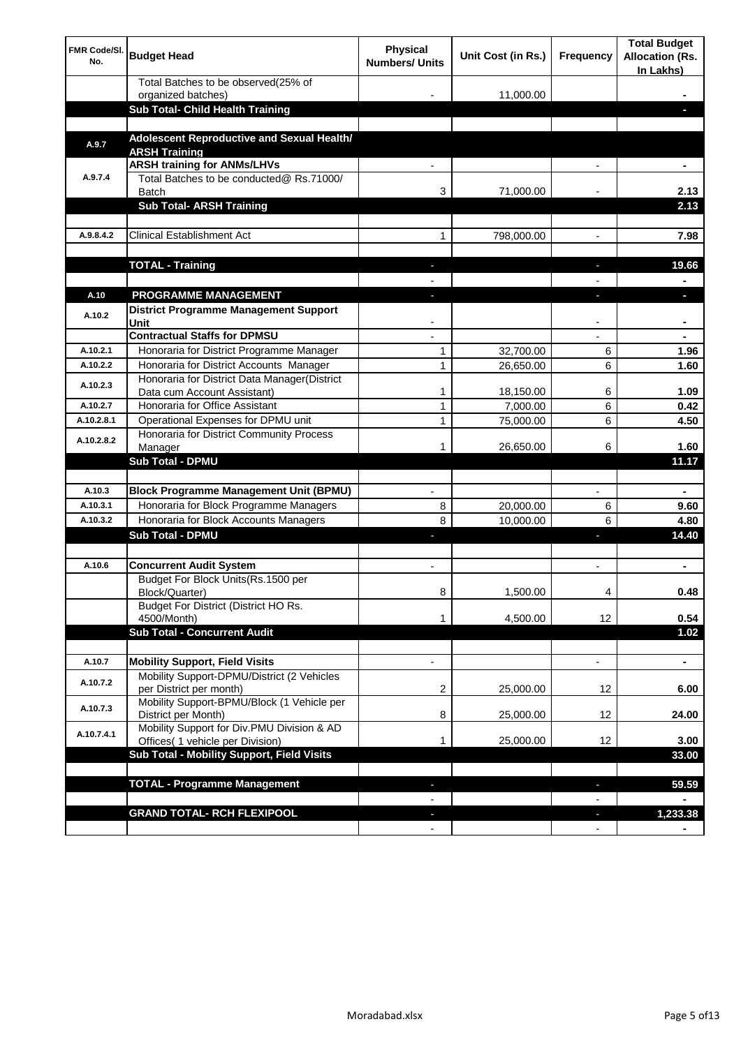| FMR Code/Sl. No. | Budget Head | Physical Numbers/ Units | Unit Cost (in Rs.) | Frequency | Total Budget Allocation (Rs. In Lakhs) |
|---|---|---|---|---|---|
| | Total Batches to be observed(25% of organized batches) | - | 11,000.00 | | - |
| | **Sub Total- Child Health Training** | | | | - |
| | | | | | |
| A.9.7 | **Adolescent Reproductive and Sexual Health/ ARSH Training** | | | | |
| A.9.7.4 | **ARSH training for ANMs/LHVs** | - | | - | - |
| | Total Batches to be conducted@ Rs.71000/ Batch | 3 | 71,000.00 | - | 2.13 |
| | **Sub Total- ARSH Training** | | | | **2.13** |
| | | | | | |
| A.9.8.4.2 | Clinical Establishment Act | 1 | 798,000.00 | - | 7.98 |
| | | | | | |
| | **TOTAL - Training** | - | | - | **19.66** |
| | | - | | - | - |
| A.10 | **PROGRAMME MANAGEMENT** | - | | - | - |
| A.10.2 | **District Programme Management Support Unit** | - | | - | - |
| | **Contractual Staffs for DPMSU** | - | | - | - |
| A.10.2.1 | Honoraria for District Programme Manager | 1 | 32,700.00 | 6 | 1.96 |
| A.10.2.2 | Honoraria for District Accounts Manager | 1 | 26,650.00 | 6 | 1.60 |
| A.10.2.3 | Honoraria for District Data Manager(District Data cum Account Assistant) | 1 | 18,150.00 | 6 | 1.09 |
| A.10.2.7 | Honoraria for Office Assistant | 1 | 7,000.00 | 6 | 0.42 |
| A.10.2.8.1 | Operational Expenses for DPMU unit | 1 | 75,000.00 | 6 | 4.50 |
| A.10.2.8.2 | Honoraria for District Community Process Manager | 1 | 26,650.00 | 6 | 1.60 |
| | **Sub Total - DPMU** | | | | **11.17** |
| | | | | | |
| A.10.3 | **Block Programme Management Unit (BPMU)** | - | | - | - |
| A.10.3.1 | Honoraria for Block Programme Managers | 8 | 20,000.00 | 6 | 9.60 |
| A.10.3.2 | Honoraria for Block Accounts Managers | 8 | 10,000.00 | 6 | 4.80 |
| | **Sub Total - DPMU** | - | | - | **14.40** |
| | | | | | |
| A.10.6 | **Concurrent Audit System** | - | | - | - |
| | Budget For Block Units(Rs.1500 per Block/Quarter) | 8 | 1,500.00 | 4 | 0.48 |
| | Budget For District (District HO Rs. 4500/Month) | 1 | 4,500.00 | 12 | 0.54 |
| | **Sub Total - Concurrent Audit** | | | | **1.02** |
| | | | | | |
| A.10.7 | **Mobility Support, Field Visits** | - | | - | - |
| A.10.7.2 | Mobility Support-DPMU/District (2 Vehicles per District per month) | 2 | 25,000.00 | 12 | 6.00 |
| A.10.7.3 | Mobility Support-BPMU/Block (1 Vehicle per District per Month) | 8 | 25,000.00 | 12 | 24.00 |
| A.10.7.4.1 | Mobility Support for Div.PMU Division & AD Offices( 1 vehicle per Division) | 1 | 25,000.00 | 12 | 3.00 |
| | **Sub Total - Mobility Support, Field Visits** | | | | **33.00** |
| | | | | | |
| | **TOTAL - Programme Management** | - | | - | **59.59** |
| | | - | | - | - |
| | **GRAND TOTAL- RCH FLEXIPOOL** | - | | - | **1,233.38** |
| | | - | | - | - |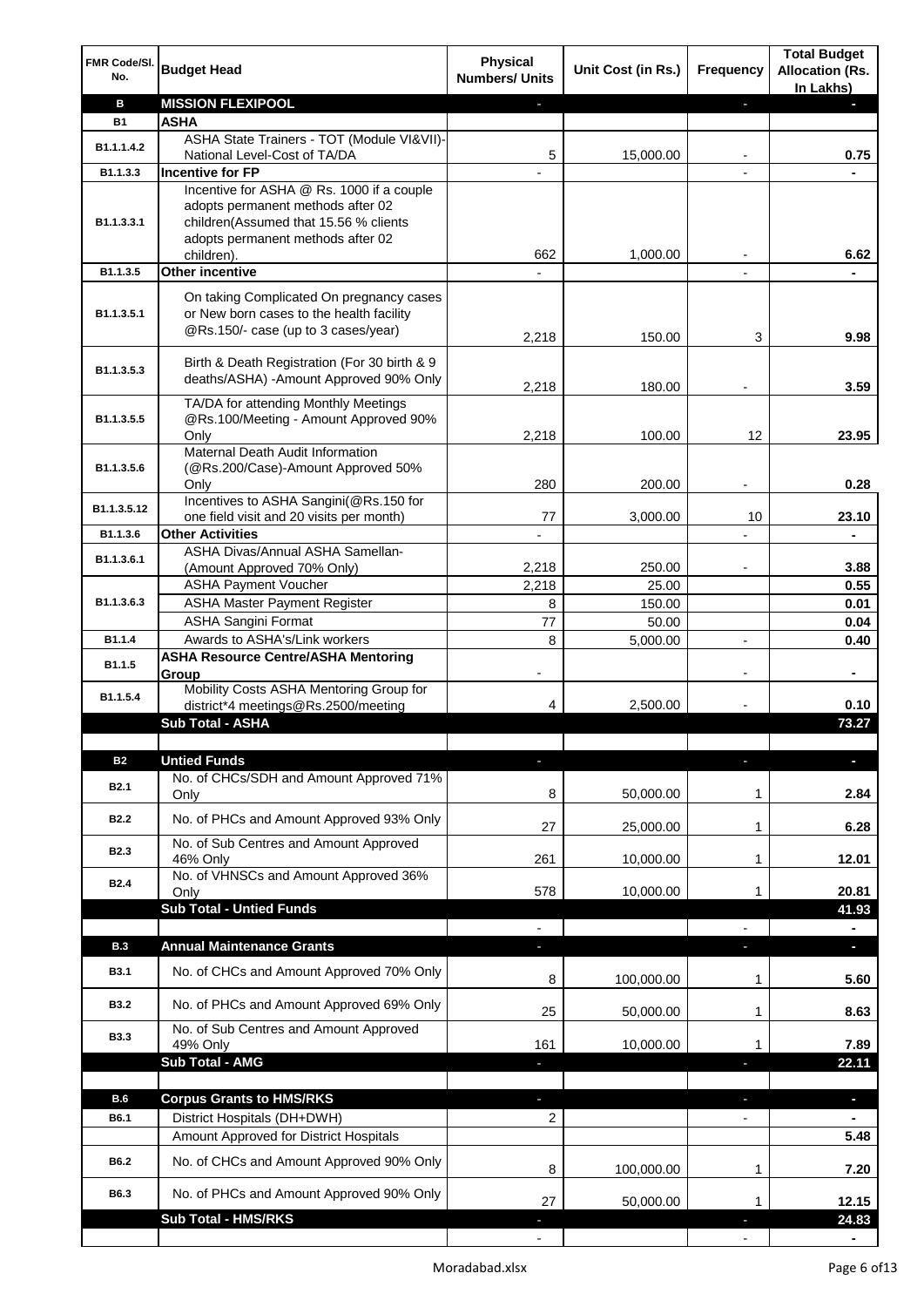| FMR Code/Sl. No. | Budget Head | Physical Numbers/ Units | Unit Cost (in Rs.) | Frequency | Total Budget Allocation (Rs. In Lakhs) |
|---|---|---|---|---|---|
| **B** | **MISSION FLEXIPOOL** | - | | - | - |
| **B1** | **ASHA** | | | | |
| B1.1.1.4.2 | ASHA State Trainers - TOT (Module VI&VII)-National Level-Cost of TA/DA | 5 | 15,000.00 | - | **0.75** |
| B1.1.3.3 | **Incentive for FP** | - | | - | **-** |
| B1.1.3.3.1 | Incentive for ASHA @ Rs. 1000 if a couple adopts permanent methods after 02 children(Assumed that 15.56 % clients adopts permanent methods after 02 children). | 662 | 1,000.00 | - | **6.62** |
| B1.1.3.5 | **Other incentive** | - | | - | **-** |
| B1.1.3.5.1 | On taking Complicated On pregnancy cases or New born cases to the health facility @Rs.150/- case (up to 3 cases/year) | 2,218 | 150.00 | 3 | **9.98** |
| B1.1.3.5.3 | Birth & Death Registration (For 30 birth & 9 deaths/ASHA) -Amount Approved 90% Only | 2,218 | 180.00 | - | **3.59** |
| B1.1.3.5.5 | TA/DA for attending Monthly Meetings @Rs.100/Meeting - Amount Approved 90% Only | 2,218 | 100.00 | 12 | **23.95** |
| B1.1.3.5.6 | Maternal Death Audit Information (@Rs.200/Case)-Amount Approved 50% Only | 280 | 200.00 | - | **0.28** |
| B1.1.3.5.12 | Incentives to ASHA Sangini(@Rs.150 for one field visit and 20 visits per month) | 77 | 3,000.00 | 10 | **23.10** |
| B1.1.3.6 | **Other Activities** | - | | - | **-** |
| B1.1.3.6.1 | ASHA Divas/Annual ASHA Samellan-(Amount Approved 70% Only) | 2,218 | 250.00 | - | **3.88** |
| B1.1.3.6.3 | ASHA Payment Voucher | 2,218 | 25.00 | | **0.55** |
| | ASHA Master Payment Register | 8 | 150.00 | | **0.01** |
| | ASHA Sangini Format | 77 | 50.00 | | **0.04** |
| B1.1.4 | Awards to ASHA's/Link workers | 8 | 5,000.00 | - | **0.40** |
| B1.1.5 | **ASHA Resource Centre/ASHA Mentoring Group** | - | | - | **-** |
| B1.1.5.4 | Mobility Costs ASHA Mentoring Group for district*4 meetings@Rs.2500/meeting | 4 | 2,500.00 | - | **0.10** |
| | **Sub Total - ASHA** | | | | **73.27** |
| | | | | | |
| **B2** | **Untied Funds** | - | | - | - |
| B2.1 | No. of CHCs/SDH and Amount Approved 71% Only | 8 | 50,000.00 | 1 | **2.84** |
| B2.2 | No. of PHCs and Amount Approved 93% Only | 27 | 25,000.00 | 1 | **6.28** |
| B2.3 | No. of Sub Centres and Amount Approved 46% Only | 261 | 10,000.00 | 1 | **12.01** |
| B2.4 | No. of VHNSCs and Amount Approved 36% Only | 578 | 10,000.00 | 1 | **20.81** |
| | **Sub Total - Untied Funds** | | | | **41.93** |
| | | - | | - | **-** |
| **B.3** | **Annual Maintenance Grants** | - | | - | - |
| B3.1 | No. of CHCs and Amount Approved 70% Only | 8 | 100,000.00 | 1 | **5.60** |
| B3.2 | No. of PHCs and Amount Approved 69% Only | 25 | 50,000.00 | 1 | **8.63** |
| B3.3 | No. of Sub Centres and Amount Approved 49% Only | 161 | 10,000.00 | 1 | **7.89** |
| | **Sub Total - AMG** | - | | - | **22.11** |
| | | | | | |
| **B.6** | **Corpus Grants to HMS/RKS** | - | | - | - |
| B6.1 | District Hospitals (DH+DWH) | 2 | | - | **-** |
| | Amount Approved for District Hospitals | | | | **5.48** |
| B6.2 | No. of CHCs and Amount Approved 90% Only | 8 | 100,000.00 | 1 | **7.20** |
| B6.3 | No. of PHCs and Amount Approved 90% Only | 27 | 50,000.00 | 1 | **12.15** |
| | **Sub Total - HMS/RKS** | - | | - | **24.83** |
| | | - | | - | **-** |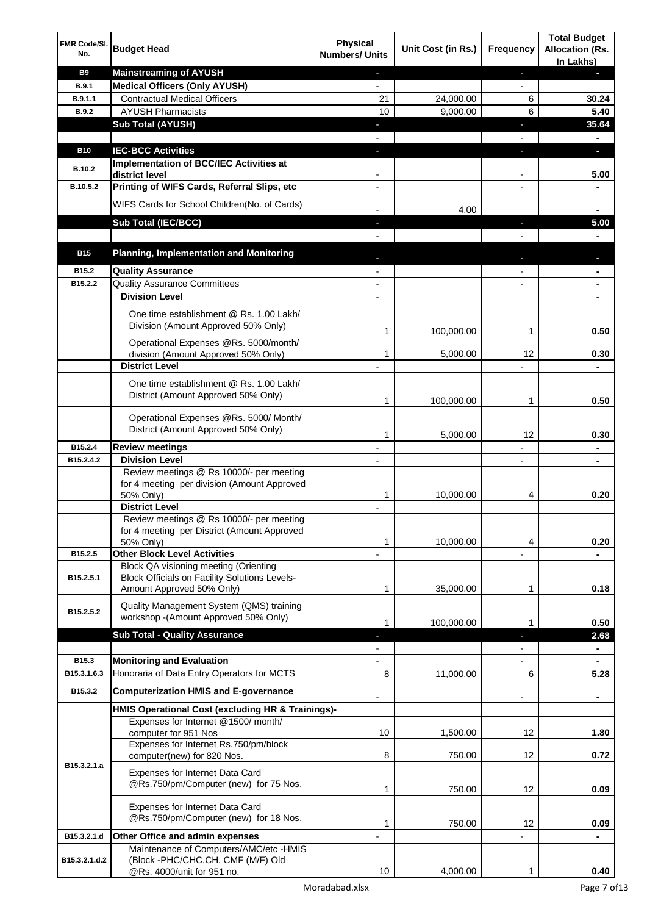| FMR Code/Sl. No. | Budget Head | Physical Numbers/ Units | Unit Cost (in Rs.) | Frequency | Total Budget Allocation (Rs. In Lakhs) |
|---|---|---|---|---|---|
| B9 | **Mainstreaming of AYUSH** | - | | - | - |
| B.9.1 | **Medical Officers (Only AYUSH)** | - | | - | |
| B.9.1.1 | Contractual Medical Officers | 21 | 24,000.00 | 6 | 30.24 |
| B.9.2 | AYUSH Pharmacists | 10 | 9,000.00 | 6 | 5.40 |
| | **Sub Total (AYUSH)** | - | | - | 35.64 |
| | | - | | - | - |
| B10 | **IEC-BCC Activities** | - | | - | - |
| B.10.2 | **Implementation of BCC/IEC Activities at district level** | - | | - | 5.00 |
| B.10.5.2 | **Printing of WIFS Cards, Referral Slips, etc** | - | | - | - |
| | WIFS Cards for School Children(No. of Cards) | - | 4.00 | | - |
| | **Sub Total (IEC/BCC)** | - | | - | 5.00 |
| | | - | | - | - |
| B15 | **Planning, Implementation and Monitoring** | - | | - | - |
| B15.2 | **Quality Assurance** | - | | - | - |
| B15.2.2 | Quality Assurance Committees | - | | - | - |
| | **Division Level** | - | | | - |
| | One time establishment @ Rs. 1.00 Lakh/ Division (Amount Approved 50% Only) | 1 | 100,000.00 | 1 | 0.50 |
| | Operational Expenses @Rs. 5000/month/ division (Amount Approved 50% Only) | 1 | 5,000.00 | 12 | 0.30 |
| | **District Level** | - | | - | - |
| | One time establishment @ Rs. 1.00 Lakh/ District (Amount Approved 50% Only) | 1 | 100,000.00 | 1 | 0.50 |
| | Operational Expenses @Rs. 5000/ Month/ District (Amount Approved 50% Only) | 1 | 5,000.00 | 12 | 0.30 |
| B15.2.4 | **Review meetings** | - | | - | - |
| B15.2.4.2 | **Division Level** | - | | - | - |
| | Review meetings @ Rs 10000/- per meeting for 4 meeting per division (Amount Approved 50% Only) | 1 | 10,000.00 | 4 | 0.20 |
| | **District Level** | - | | | |
| | Review meetings @ Rs 10000/- per meeting for 4 meeting per District (Amount Approved 50% Only) | 1 | 10,000.00 | 4 | 0.20 |
| B15.2.5 | **Other Block Level Activities** | - | | - | - |
| B15.2.5.1 | Block QA visioning meeting (Orienting Block Officials on Facility Solutions Levels-Amount Approved 50% Only) | 1 | 35,000.00 | 1 | 0.18 |
| B15.2.5.2 | Quality Management System (QMS) training workshop -(Amount Approved 50% Only) | 1 | 100,000.00 | 1 | 0.50 |
| | **Sub Total - Quality Assurance** | - | | - | 2.68 |
| | | - | | - | - |
| B15.3 | **Monitoring and Evaluation** | - | | - | - |
| B15.3.1.6.3 | Honoraria of Data Entry Operators for MCTS | 8 | 11,000.00 | 6 | 5.28 |
| B15.3.2 | **Computerization HMIS and E-governance** | - | | - | - |
| | **HMIS Operational Cost (excluding HR & Trainings)-** | | | | |
| B15.3.2.1.a | Expenses for Internet @1500/ month/ computer for 951 Nos | 10 | 1,500.00 | 12 | 1.80 |
| | Expenses for Internet Rs.750/pm/block computer(new) for 820 Nos. | 8 | 750.00 | 12 | 0.72 |
| | Expenses for Internet Data Card @Rs.750/pm/Computer (new) for 75 Nos. | 1 | 750.00 | 12 | 0.09 |
| | Expenses for Internet Data Card @Rs.750/pm/Computer (new) for 18 Nos. | 1 | 750.00 | 12 | 0.09 |
| B15.3.2.1.d | **Other Office and admin expenses** | - | | - | - |
| B15.3.2.1.d.2 | Maintenance of Computers/AMC/etc -HMIS (Block -PHC/CHC,CH, CMF (M/F) Old @Rs. 4000/unit for 951 no. | 10 | 4,000.00 | 1 | 0.40 |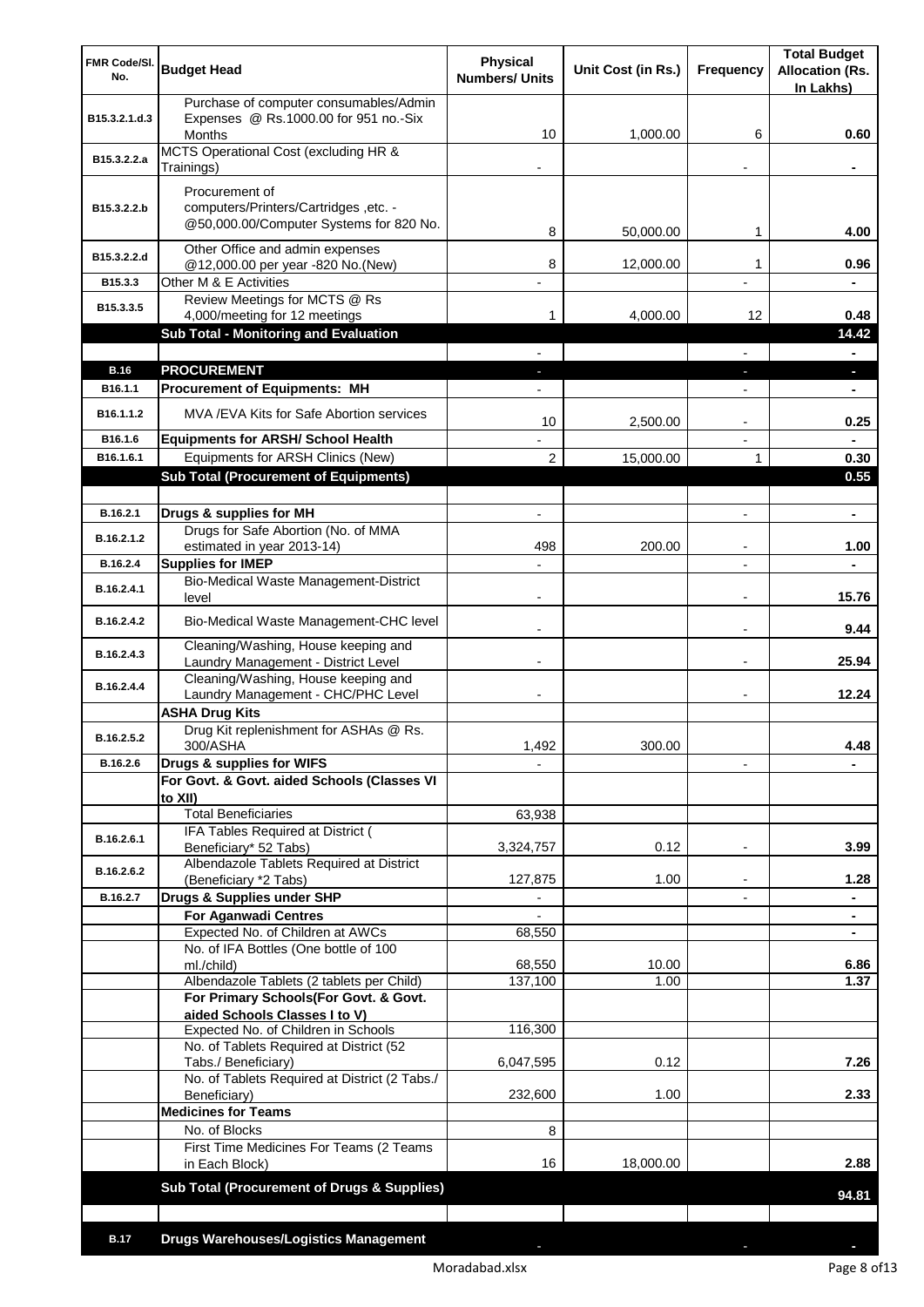| FMR Code/Sl. No. | Budget Head | Physical Numbers/ Units | Unit Cost (in Rs.) | Frequency | Total Budget Allocation (Rs. In Lakhs) |
|---|---|---|---|---|---|
| B15.3.2.1.d.3 | Purchase of computer consumables/Admin Expenses @ Rs.1000.00 for 951 no.-Six Months | 10 | 1,000.00 | 6 | 0.60 |
| B15.3.2.2.a | MCTS Operational Cost (excluding HR & Trainings) | - | | - | - |
| B15.3.2.2.b | Procurement of computers/Printers/Cartridges ,etc. - @50,000.00/Computer Systems for 820 No. | 8 | 50,000.00 | 1 | 4.00 |
| B15.3.2.2.d | Other Office and admin expenses @12,000.00 per year -820 No.(New) | 8 | 12,000.00 | 1 | 0.96 |
| B15.3.3 | Other M & E Activities | - | | - | - |
| B15.3.3.5 | Review Meetings for MCTS @ Rs 4,000/meeting for 12 meetings | 1 | 4,000.00 | 12 | 0.48 |
| | **Sub Total - Monitoring and Evaluation** | | | | **14.42** |
| | | - | | - | - |
| **B.16** | **PROCUREMENT** | - | | - | - |
| B16.1.1 | **Procurement of Equipments: MH** | - | | - | - |
| B16.1.1.2 | MVA /EVA Kits for Safe Abortion services | 10 | 2,500.00 | - | 0.25 |
| B16.1.6 | **Equipments for ARSH/ School Health** | - | | - | - |
| B16.1.6.1 | Equipments for ARSH Clinics (New) | 2 | 15,000.00 | 1 | 0.30 |
| | **Sub Total (Procurement of Equipments)** | | | | **0.55** |
| | | | | | |
| B.16.2.1 | **Drugs & supplies for MH** | - | | - | - |
| B.16.2.1.2 | Drugs for Safe Abortion (No. of MMA estimated in year 2013-14) | 498 | 200.00 | - | 1.00 |
| B.16.2.4 | **Supplies for IMEP** | - | | - | - |
| B.16.2.4.1 | Bio-Medical Waste Management-District level | - | | - | 15.76 |
| B.16.2.4.2 | Bio-Medical Waste Management-CHC level | - | | - | 9.44 |
| B.16.2.4.3 | Cleaning/Washing, House keeping and Laundry Management - District Level | - | | - | 25.94 |
| B.16.2.4.4 | Cleaning/Washing, House keeping and Laundry Management - CHC/PHC Level | - | | - | 12.24 |
| | **ASHA Drug Kits** | | | | |
| B.16.2.5.2 | Drug Kit replenishment for ASHAs @ Rs. 300/ASHA | 1,492 | 300.00 | | 4.48 |
| B.16.2.6 | **Drugs & supplies for WIFS** | - | | - | - |
| | **For Govt. & Govt. aided Schools (Classes VI to XII)** | | | | |
| | Total Beneficiaries | 63,938 | | | |
| B.16.2.6.1 | IFA Tables Required at District ( Beneficiary* 52 Tabs) | 3,324,757 | 0.12 | - | 3.99 |
| B.16.2.6.2 | Albendazole Tablets Required at District (Beneficiary *2 Tabs) | 127,875 | 1.00 | - | 1.28 |
| B.16.2.7 | **Drugs & Supplies under SHP** | - | | - | - |
| | **For Aganwadi Centres** | - | | | - |
| | Expected No. of Children at AWCs | 68,550 | | | - |
| | No. of IFA Bottles (One bottle of 100 ml./child) | 68,550 | 10.00 | | 6.86 |
| | Albendazole Tablets (2 tablets per Child) | 137,100 | 1.00 | | 1.37 |
| | **For Primary Schools(For Govt. & Govt. aided Schools Classes I to V)** | | | | |
| | Expected No. of Children in Schools | 116,300 | | | |
| | No. of Tablets Required at District (52 Tabs./ Beneficiary) | 6,047,595 | 0.12 | | 7.26 |
| | No. of Tablets Required at District (2 Tabs./ Beneficiary) | 232,600 | 1.00 | | 2.33 |
| | **Medicines for Teams** | | | | |
| | No. of Blocks | 8 | | | |
| | First Time Medicines For Teams (2 Teams in Each Block) | 16 | 18,000.00 | | 2.88 |
| | **Sub Total (Procurement of Drugs & Supplies)** | | | | **94.81** |
| | | | | | |
| **B.17** | **Drugs Warehouses/Logistics Management** | - | | - | - |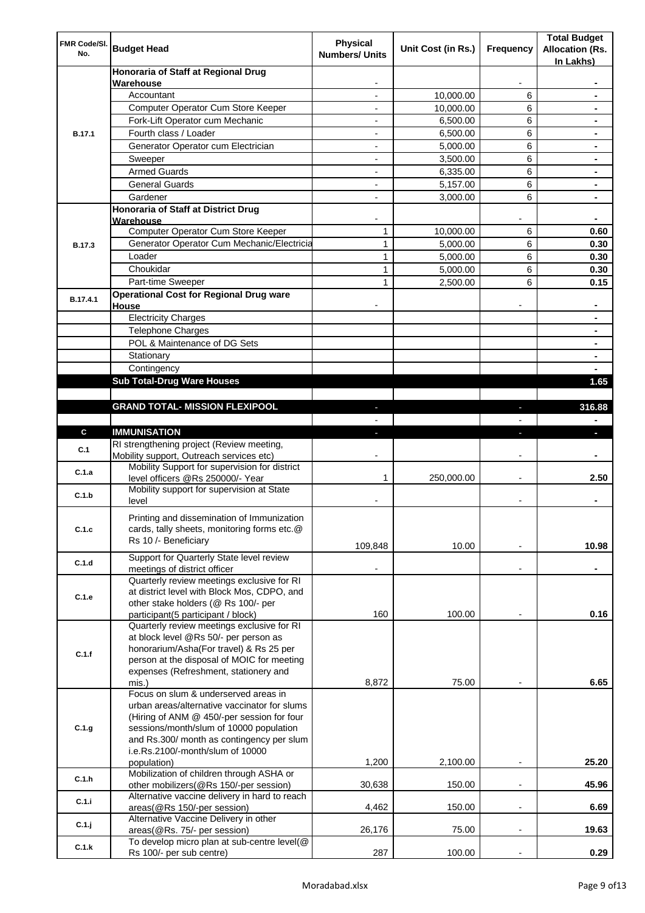| FMR Code/Sl. No. | Budget Head | Physical Numbers/ Units | Unit Cost (in Rs.) | Frequency | Total Budget Allocation (Rs. In Lakhs) |
|---|---|---|---|---|---|
| B.17.1 | Honoraria of Staff at Regional Drug Warehouse | - | | - | - |
| | Accountant | - | 10,000.00 | 6 | - |
| | Computer Operator Cum Store Keeper | - | 10,000.00 | 6 | - |
| | Fork-Lift Operator cum Mechanic | - | 6,500.00 | 6 | - |
| | Fourth class / Loader | - | 6,500.00 | 6 | - |
| | Generator Operator cum Electrician | - | 5,000.00 | 6 | - |
| | Sweeper | - | 3,500.00 | 6 | - |
| | Armed Guards | - | 6,335.00 | 6 | - |
| | General Guards | - | 5,157.00 | 6 | - |
| | Gardener | - | 3,000.00 | 6 | - |
| B.17.3 | Honoraria of Staff at District Drug Warehouse | - | | - | - |
| | Computer Operator Cum Store Keeper | 1 | 10,000.00 | 6 | 0.60 |
| | Generator Operator Cum Mechanic/Electricia | 1 | 5,000.00 | 6 | 0.30 |
| | Loader | 1 | 5,000.00 | 6 | 0.30 |
| | Choukidar | 1 | 5,000.00 | 6 | 0.30 |
| | Part-time Sweeper | 1 | 2,500.00 | 6 | 0.15 |
| B.17.4.1 | Operational Cost for Regional Drug ware House | - | | - | - |
| | Electricity Charges | | | | - |
| | Telephone Charges | | | | - |
| | POL & Maintenance of DG Sets | | | | - |
| | Stationary | | | | - |
| | Contingency | | | | - |
| | **Sub Total-Drug Ware Houses** | | | | **1.65** |
| | | | | | |
| | **GRAND TOTAL- MISSION FLEXIPOOL** | - | | - | **316.88** |
| | | - | | - | - |
| **C** | **IMMUNISATION** | - | | - | - |
| C.1 | RI strengthening project (Review meeting, Mobility support, Outreach services etc) | - | | - | - |
| C.1.a | Mobility Support for supervision for district level officers @Rs 250000/- Year | 1 | 250,000.00 | - | 2.50 |
| C.1.b | Mobility support for supervision at State level | - | | - | - |
| C.1.c | Printing and dissemination of Immunization cards, tally sheets, monitoring forms etc.@ Rs 10 /- Beneficiary | 109,848 | 10.00 | - | 10.98 |
| C.1.d | Support for Quarterly State level review meetings of district officer | - | | - | - |
| C.1.e | Quarterly review meetings exclusive for RI at district level with Block Mos, CDPO, and other stake holders (@ Rs 100/- per participant(5 participant / block) | 160 | 100.00 | - | 0.16 |
| C.1.f | Quarterly review meetings exclusive for RI at block level @Rs 50/- per person as honorarium/Asha(For travel) & Rs 25 per person at the disposal of MOIC for meeting expenses (Refreshment, stationery and mis.) | 8,872 | 75.00 | - | 6.65 |
| C.1.g | Focus on slum & underserved areas in urban areas/alternative vaccinator for slums (Hiring of ANM @ 450/-per session for four sessions/month/slum of 10000 population and Rs.300/ month as contingency per slum i.e.Rs.2100/-month/slum of 10000 population) | 1,200 | 2,100.00 | - | 25.20 |
| C.1.h | Mobilization of children through ASHA or other mobilizers(@Rs 150/-per session) | 30,638 | 150.00 | - | 45.96 |
| C.1.i | Alternative vaccine delivery in hard to reach areas(@Rs 150/-per session) | 4,462 | 150.00 | - | 6.69 |
| C.1.j | Alternative Vaccine Delivery in other areas(@Rs. 75/- per session) | 26,176 | 75.00 | - | 19.63 |
| C.1.k | To develop micro plan at sub-centre level(@ Rs 100/- per sub centre) | 287 | 100.00 | - | 0.29 |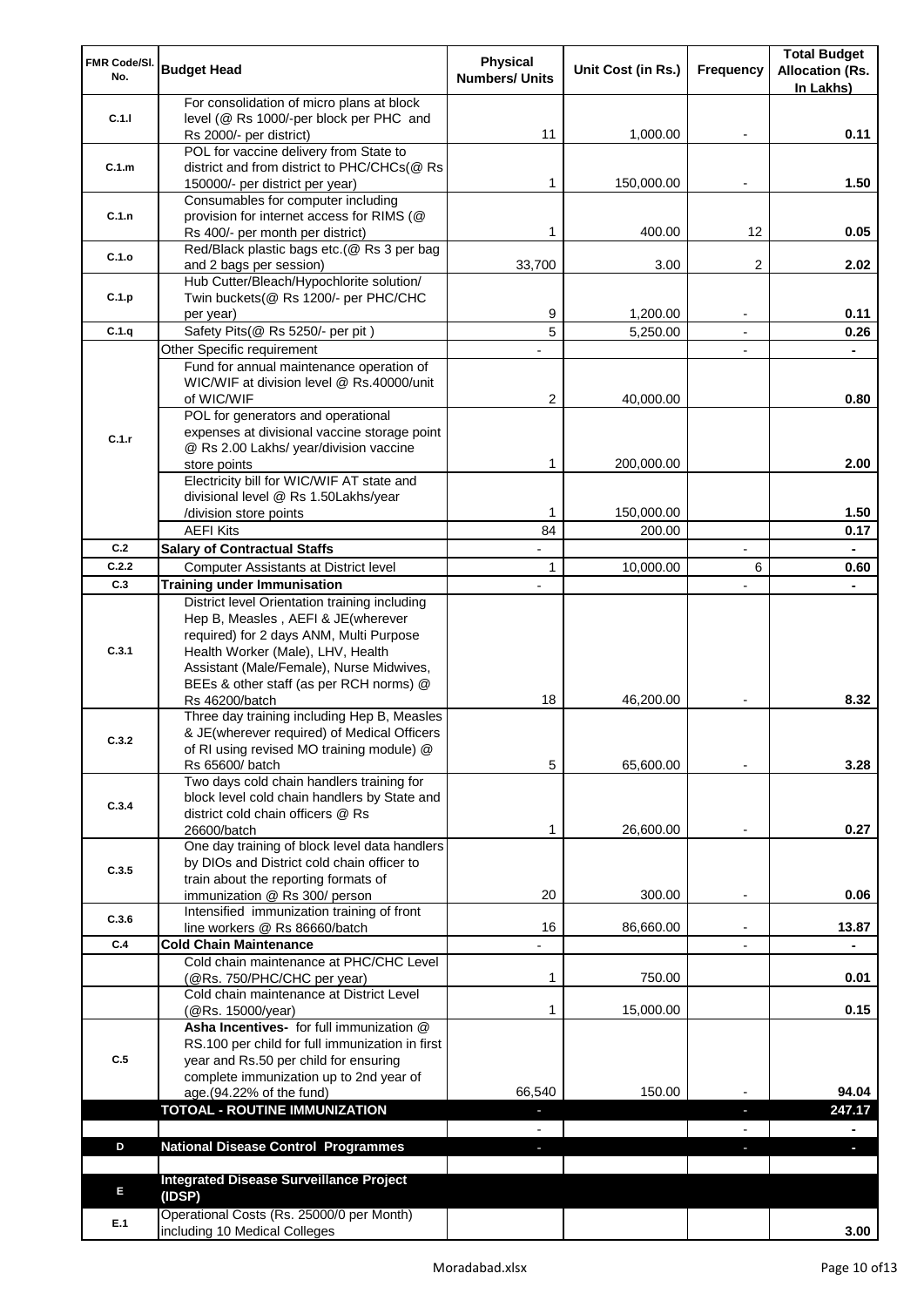| FMR Code/Sl. No. | Budget Head | Physical Numbers/ Units | Unit Cost (in Rs.) | Frequency | Total Budget Allocation (Rs. In Lakhs) |
|---|---|---|---|---|---|
| C.1.l | For consolidation of micro plans at block level (@ Rs 1000/-per block per PHC and Rs 2000/- per district) | 11 | 1,000.00 | - | 0.11 |
| C.1.m | POL for vaccine delivery from State to district and from district to PHC/CHCs(@ Rs 150000/- per district per year) | 1 | 150,000.00 | - | 1.50 |
| C.1.n | Consumables for computer including provision for internet access for RIMS (@ Rs 400/- per month per district) | 1 | 400.00 | 12 | 0.05 |
| C.1.o | Red/Black plastic bags etc.(@ Rs 3 per bag and 2 bags per session) | 33,700 | 3.00 | 2 | 2.02 |
| C.1.p | Hub Cutter/Bleach/Hypochlorite solution/ Twin buckets(@ Rs 1200/- per PHC/CHC per year) | 9 | 1,200.00 | - | 0.11 |
| C.1.q | Safety Pits(@ Rs 5250/- per pit ) | 5 | 5,250.00 | - | 0.26 |
| C.1.r | Other Specific requirement | - | | - | - |
| | Fund for annual maintenance operation of WIC/WIF at division level @ Rs.40000/unit of WIC/WIF | 2 | 40,000.00 | | 0.80 |
| | POL for generators and operational expenses at divisional vaccine storage point @ Rs 2.00 Lakhs/ year/division vaccine store points | 1 | 200,000.00 | | 2.00 |
| | Electricity bill for WIC/WIF AT state and divisional level @ Rs 1.50Lakhs/year /division store points | 1 | 150,000.00 | | 1.50 |
| | AEFI Kits | 84 | 200.00 | | 0.17 |
| C.2 | **Salary of Contractual Staffs** | - | | - | - |
| C.2.2 | Computer Assistants at District level | 1 | 10,000.00 | 6 | 0.60 |
| C.3 | **Training under Immunisation** | - | | - | - |
| C.3.1 | District level Orientation training including Hep B, Measles , AEFI & JE(wherever required) for 2 days ANM, Multi Purpose Health Worker (Male), LHV, Health Assistant (Male/Female), Nurse Midwives, BEEs & other staff (as per RCH norms) @ Rs 46200/batch | 18 | 46,200.00 | - | 8.32 |
| C.3.2 | Three day training including Hep B, Measles & JE(wherever required) of Medical Officers of RI using revised MO training module) @ Rs 65600/ batch | 5 | 65,600.00 | - | 3.28 |
| C.3.4 | Two days cold chain handlers training for block level cold chain handlers by State and district cold chain officers @ Rs 26600/batch | 1 | 26,600.00 | - | 0.27 |
| C.3.5 | One day training of block level data handlers by DIOs and District cold chain officer to train about the reporting formats of immunization @ Rs 300/ person | 20 | 300.00 | - | 0.06 |
| C.3.6 | Intensified immunization training of front line workers @ Rs 86660/batch | 16 | 86,660.00 | - | 13.87 |
| C.4 | **Cold Chain Maintenance** | - | | - | - |
| | Cold chain maintenance at PHC/CHC Level (@Rs. 750/PHC/CHC per year) | 1 | 750.00 | | 0.01 |
| | Cold chain maintenance at District Level (@Rs. 15000/year) | 1 | 15,000.00 | | 0.15 |
| C.5 | **Asha Incentives-** for full immunization @ RS.100 per child for full immunization in first year and Rs.50 per child for ensuring complete immunization up to 2nd year of age.(94.22% of the fund) | 66,540 | 150.00 | - | 94.04 |
| | **TOTOAL - ROUTINE IMMUNIZATION** | - | | - | **247.17** |
| | | - | | - | - |
| D | **National Disease Control Programmes** | - | | - | - |
| | | | | | |
| E | **Integrated Disease Surveillance Project (IDSP)** | | | | |
| E.1 | Operational Costs (Rs. 25000/0 per Month) including 10 Medical Colleges | | | | 3.00 |

Moradabad.xlsx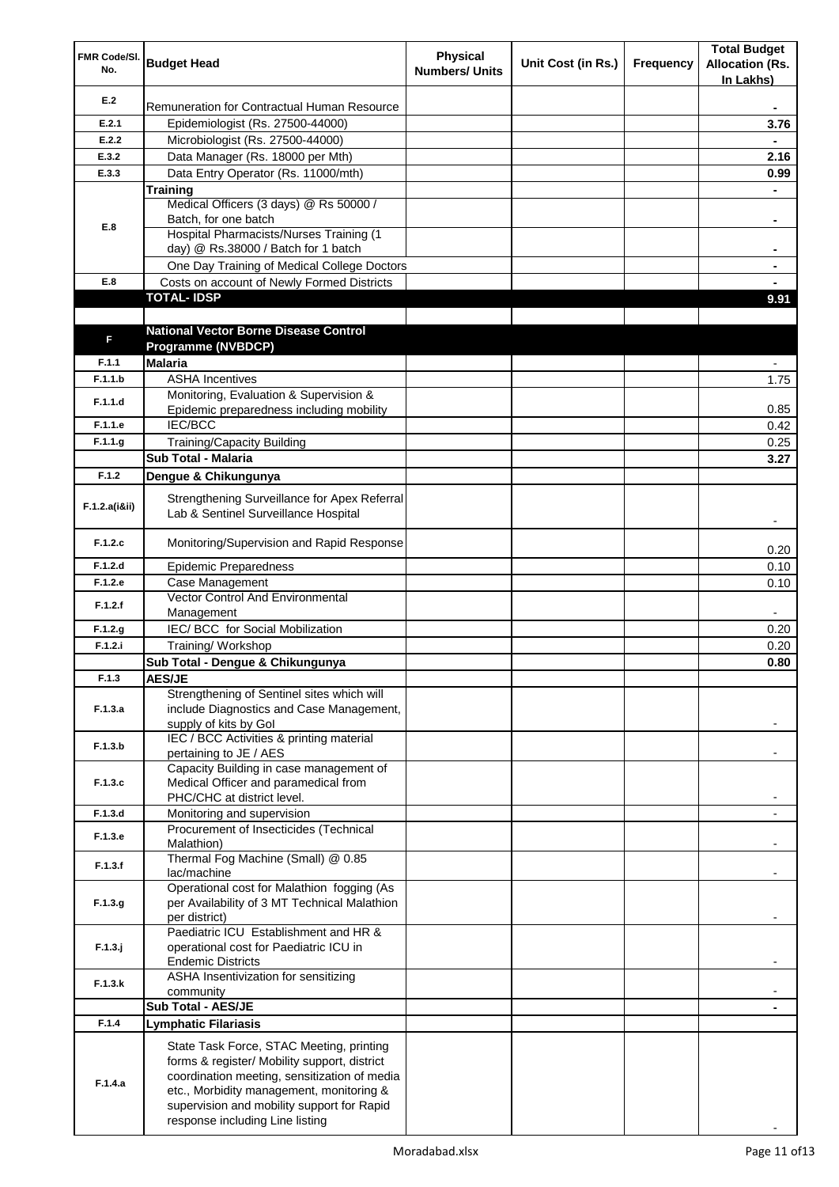| FMR Code/Sl. No. | Budget Head | Physical Numbers/ Units | Unit Cost (in Rs.) | Frequency | Total Budget Allocation (Rs. In Lakhs) |
|---|---|---|---|---|---|
| E.2 | Remuneration for Contractual Human Resource | | | | - |
| E.2.1 | Epidemiologist (Rs. 27500-44000) | | | | 3.76 |
| E.2.2 | Microbiologist (Rs. 27500-44000) | | | | - |
| E.3.2 | Data Manager (Rs. 18000 per Mth) | | | | 2.16 |
| E.3.3 | Data Entry Operator (Rs. 11000/mth) | | | | 0.99 |
| E.8 | **Training** | | | | - |
| | Medical Officers (3 days) @ Rs 50000 / Batch, for one batch | | | | - |
| | Hospital Pharmacists/Nurses Training (1 day) @ Rs.38000 / Batch for 1 batch | | | | - |
| | One Day Training of Medical College Doctors | | | | - |
| E.8 | Costs on account of Newly Formed Districts | | | | - |
| | **TOTAL- IDSP** | | | | **9.91** |
| | | | | | |
| F | **National Vector Borne Disease Control Programme (NVBDCP)** | | | | |
| F.1.1 | **Malaria** | | | | - |
| F.1.1.b | ASHA Incentives | | | | 1.75 |
| F.1.1.d | Monitoring, Evaluation & Supervision & Epidemic preparedness including mobility | | | | 0.85 |
| F.1.1.e | IEC/BCC | | | | 0.42 |
| F.1.1.g | Training/Capacity Building | | | | 0.25 |
| | **Sub Total - Malaria** | | | | **3.27** |
| F.1.2 | **Dengue & Chikungunya** | | | | |
| F.1.2.a(i&ii) | Strengthening Surveillance for Apex Referral Lab & Sentinel Surveillance Hospital | | | | - |
| F.1.2.c | Monitoring/Supervision and Rapid Response | | | | 0.20 |
| F.1.2.d | Epidemic Preparedness | | | | 0.10 |
| F.1.2.e | Case Management | | | | 0.10 |
| F.1.2.f | Vector Control And Environmental Management | | | | - |
| F.1.2.g | IEC/ BCC for Social Mobilization | | | | 0.20 |
| F.1.2.i | Training/ Workshop | | | | 0.20 |
| | **Sub Total - Dengue & Chikungunya** | | | | **0.80** |
| F.1.3 | **AES/JE** | | | | |
| F.1.3.a | Strengthening of Sentinel sites which will include Diagnostics and Case Management, supply of kits by GoI | | | | - |
| F.1.3.b | IEC / BCC Activities & printing material pertaining to JE / AES | | | | - |
| F.1.3.c | Capacity Building in case management of Medical Officer and paramedical from PHC/CHC at district level. | | | | - |
| F.1.3.d | Monitoring and supervision | | | | - |
| F.1.3.e | Procurement of Insecticides (Technical Malathion) | | | | - |
| F.1.3.f | Thermal Fog Machine (Small) @ 0.85 lac/machine | | | | - |
| F.1.3.g | Operational cost for Malathion fogging (As per Availability of 3 MT Technical Malathion per district) | | | | - |
| F.1.3.j | Paediatric ICU Establishment and HR & operational cost for Paediatric ICU in Endemic Districts | | | | - |
| F.1.3.k | ASHA Insentivization for sensitizing community | | | | - |
| | **Sub Total - AES/JE** | | | | - |
| F.1.4 | **Lymphatic Filariasis** | | | | |
| F.1.4.a | State Task Force, STAC Meeting, printing forms & register/ Mobility support, district coordination meeting, sensitization of media etc., Morbidity management, monitoring & supervision and mobility support for Rapid response including Line listing | | | | - |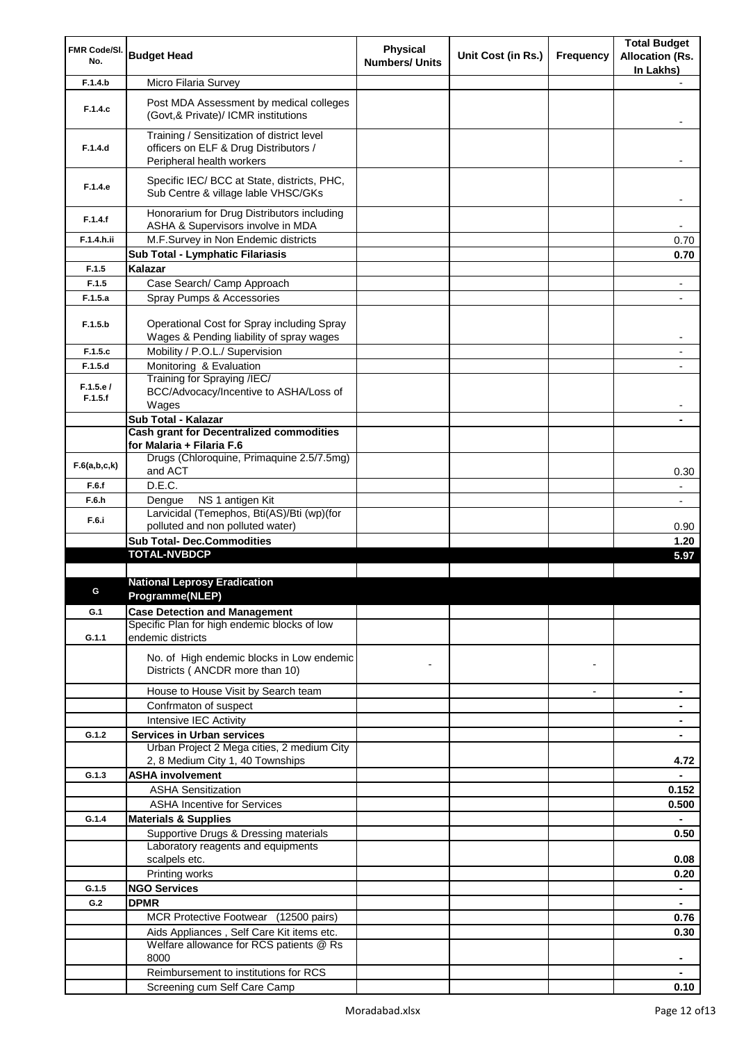| FMR Code/Sl. No. | Budget Head | Physical Numbers/ Units | Unit Cost (in Rs.) | Frequency | Total Budget Allocation (Rs. In Lakhs) |
|---|---|---|---|---|---|
| F.1.4.b | Micro Filaria Survey | | | | - |
| F.1.4.c | Post MDA Assessment by medical colleges (Govt,& Private)/ ICMR institutions | | | | - |
| F.1.4.d | Training / Sensitization of district level officers on ELF & Drug Distributors / Peripheral health workers | | | | - |
| F.1.4.e | Specific IEC/ BCC at State, districts, PHC, Sub Centre & village lable VHSC/GKs | | | | - |
| F.1.4.f | Honorarium for Drug Distributors including ASHA & Supervisors involve in MDA | | | | - |
| F.1.4.h.ii | M.F.Survey in Non Endemic districts | | | | 0.70 |
| | **Sub Total - Lymphatic Filariasis** | | | | **0.70** |
| F.1.5 | **Kalazar** | | | | |
| F.1.5 | Case Search/ Camp Approach | | | | - |
| F.1.5.a | Spray Pumps & Accessories | | | | - |
| F.1.5.b | Operational Cost for Spray including Spray Wages & Pending liability of spray wages | | | | - |
| F.1.5.c | Mobility / P.O.L./ Supervision | | | | - |
| F.1.5.d | Monitoring & Evaluation | | | | - |
| F.1.5.e / F.1.5.f | Training for Spraying /IEC/ BCC/Advocacy/Incentive to ASHA/Loss of Wages | | | | - |
| | **Sub Total - Kalazar** | | | | **-** |
| | **Cash grant for Decentralized commodities for Malaria + Filaria F.6** | | | | |
| F.6(a,b,c,k) | Drugs (Chloroquine, Primaquine 2.5/7.5mg) and ACT | | | | 0.30 |
| F.6.f | D.E.C. | | | | - |
| F.6.h | Dengue NS 1 antigen Kit | | | | - |
| F.6.i | Larvicidal (Temephos, Bti(AS)/Bti (wp)(for polluted and non polluted water) | | | | 0.90 |
| | **Sub Total- Dec.Commodities** | | | | **1.20** |
| | **TOTAL-NVBDCP** | | | | **5.97** |
| | | | | | |
| **G** | **National Leprosy Eradication Programme(NLEP)** | | | | |
| G.1 | **Case Detection and Management** | | | | |
| G.1.1 | Specific Plan for high endemic blocks of low endemic districts | | | | |
| | No. of High endemic blocks in Low endemic Districts ( ANCDR more than 10) | - | | - | |
| | House to House Visit by Search team | | | - | **-** |
| | Confrmaton of suspect | | | | **-** |
| | Intensive IEC Activity | | | | **-** |
| G.1.2 | **Services in Urban services** | | | | **-** |
| | Urban Project 2 Mega cities, 2 medium City 2, 8 Medium City 1, 40 Townships | | | | **4.72** |
| G.1.3 | **ASHA involvement** | | | | **-** |
| | ASHA Sensitization | | | | **0.152** |
| | ASHA Incentive for Services | | | | **0.500** |
| G.1.4 | **Materials & Supplies** | | | | **-** |
| | Supportive Drugs & Dressing materials | | | | **0.50** |
| | Laboratory reagents and equipments scalpels etc. | | | | **0.08** |
| | Printing works | | | | **0.20** |
| G.1.5 | **NGO Services** | | | | **-** |
| G.2 | **DPMR** | | | | **-** |
| | MCR Protective Footwear (12500 pairs) | | | | **0.76** |
| | Aids Appliances , Self Care Kit items etc. | | | | **0.30** |
| | Welfare allowance for RCS patients @ Rs 8000 | | | | **-** |
| | Reimbursement to institutions for RCS | | | | **-** |
| | Screening cum Self Care Camp | | | | **0.10** |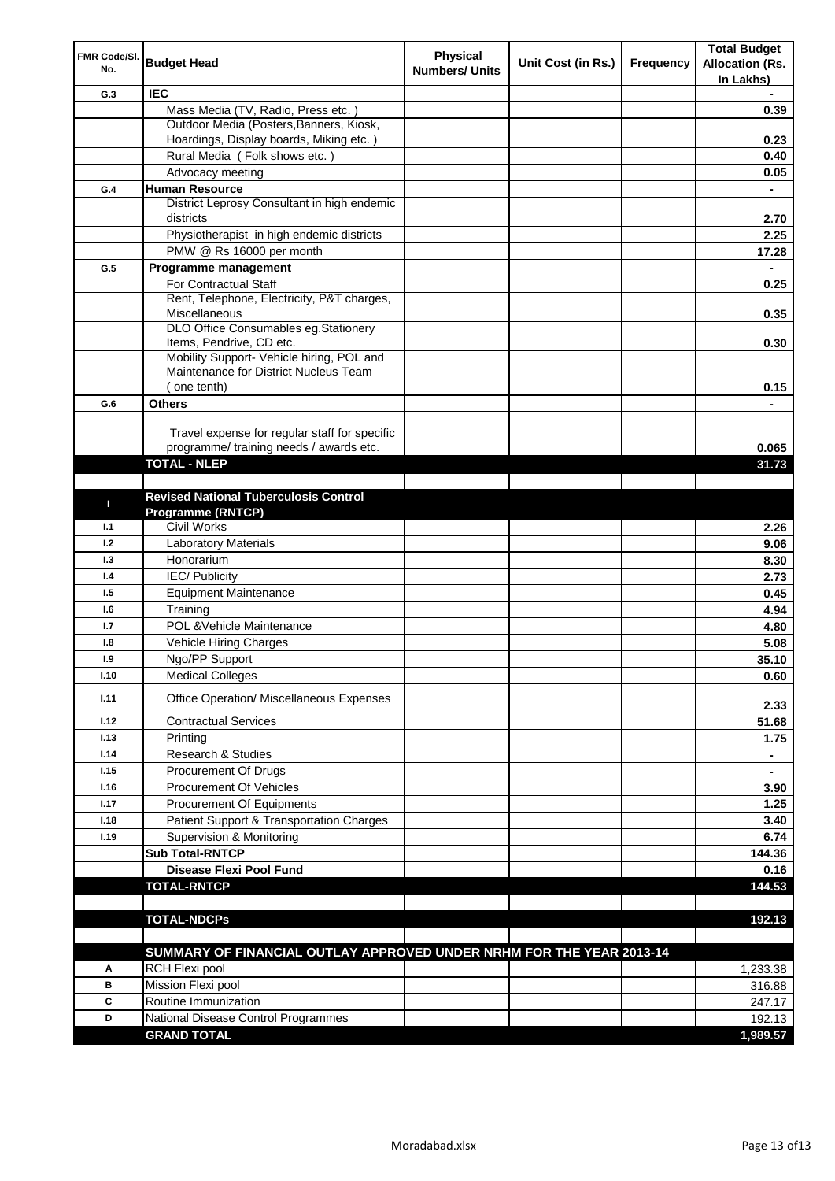| FMR Code/Sl. No. | Budget Head | Physical Numbers/ Units | Unit Cost (in Rs.) | Frequency | Total Budget Allocation (Rs. In Lakhs) |
|---|---|---|---|---|---|
| G.3 | **IEC** | | | | - |
| | Mass Media (TV, Radio, Press etc. ) | | | | 0.39 |
| | Outdoor Media (Posters,Banners, Kiosk, Hoardings, Display boards, Miking etc. ) | | | | 0.23 |
| | Rural Media ( Folk shows etc. ) | | | | 0.40 |
| | Advocacy meeting | | | | 0.05 |
| G.4 | **Human Resource** | | | | - |
| | District Leprosy Consultant in high endemic districts | | | | 2.70 |
| | Physiotherapist in high endemic districts | | | | 2.25 |
| | PMW @ Rs 16000 per month | | | | 17.28 |
| G.5 | **Programme management** | | | | - |
| | For Contractual Staff | | | | 0.25 |
| | Rent, Telephone, Electricity, P&T charges, Miscellaneous | | | | 0.35 |
| | DLO Office Consumables eg.Stationery Items, Pendrive, CD etc. | | | | 0.30 |
| | Mobility Support- Vehicle hiring, POL and Maintenance for District Nucleus Team ( one tenth) | | | | 0.15 |
| G.6 | **Others** | | | | - |
| | Travel expense for regular staff for specific programme/ training needs / awards etc. | | | | 0.065 |
| | **TOTAL - NLEP** | | | | **31.73** |
| | | | | | |
| I | **Revised National Tuberculosis Control Programme (RNTCP)** | | | | |
| I.1 | Civil Works | | | | 2.26 |
| I.2 | Laboratory Materials | | | | 9.06 |
| I.3 | Honorarium | | | | 8.30 |
| I.4 | IEC/ Publicity | | | | 2.73 |
| I.5 | Equipment Maintenance | | | | 0.45 |
| I.6 | Training | | | | 4.94 |
| I.7 | POL &Vehicle Maintenance | | | | 4.80 |
| I.8 | Vehicle Hiring Charges | | | | 5.08 |
| I.9 | Ngo/PP Support | | | | 35.10 |
| I.10 | Medical Colleges | | | | 0.60 |
| I.11 | Office Operation/ Miscellaneous Expenses | | | | 2.33 |
| I.12 | Contractual Services | | | | 51.68 |
| I.13 | Printing | | | | 1.75 |
| I.14 | Research & Studies | | | | - |
| I.15 | Procurement Of Drugs | | | | - |
| I.16 | Procurement Of Vehicles | | | | 3.90 |
| I.17 | Procurement Of Equipments | | | | 1.25 |
| I.18 | Patient Support & Transportation Charges | | | | 3.40 |
| I.19 | Supervision & Monitoring | | | | 6.74 |
| | **Sub Total-RNTCP** | | | | **144.36** |
| | **Disease Flexi Pool Fund** | | | | **0.16** |
| | **TOTAL-RNTCP** | | | | **144.53** |
| | | | | | |
| | **TOTAL-NDCPs** | | | | **192.13** |
| | | | | | |
| | **SUMMARY OF FINANCIAL OUTLAY APPROVED UNDER NRHM FOR THE YEAR 2013-14** | | | | |
| A | RCH Flexi pool | | | | 1,233.38 |
| B | Mission Flexi pool | | | | 316.88 |
| C | Routine Immunization | | | | 247.17 |
| D | National Disease Control Programmes | | | | 192.13 |
| | **GRAND TOTAL** | | | | **1,989.57** |